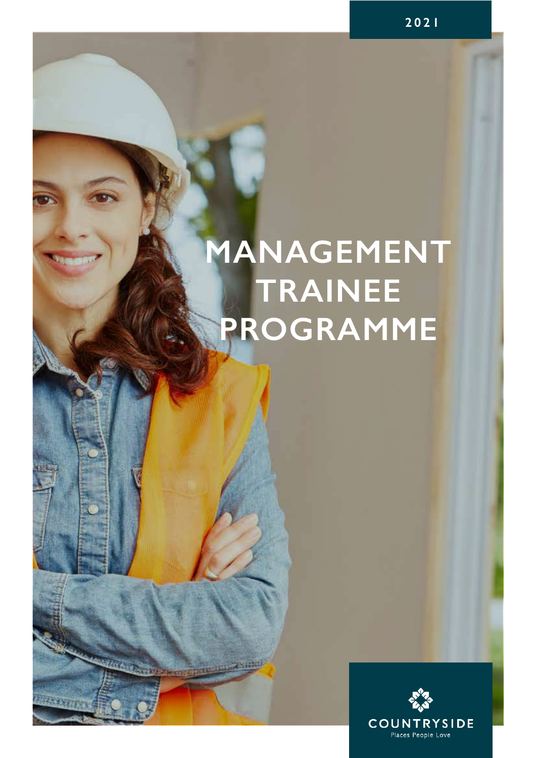2021

# MANAGEMENT TRAINEE PROGRAMME

COUNTRYSIDE

Places People Love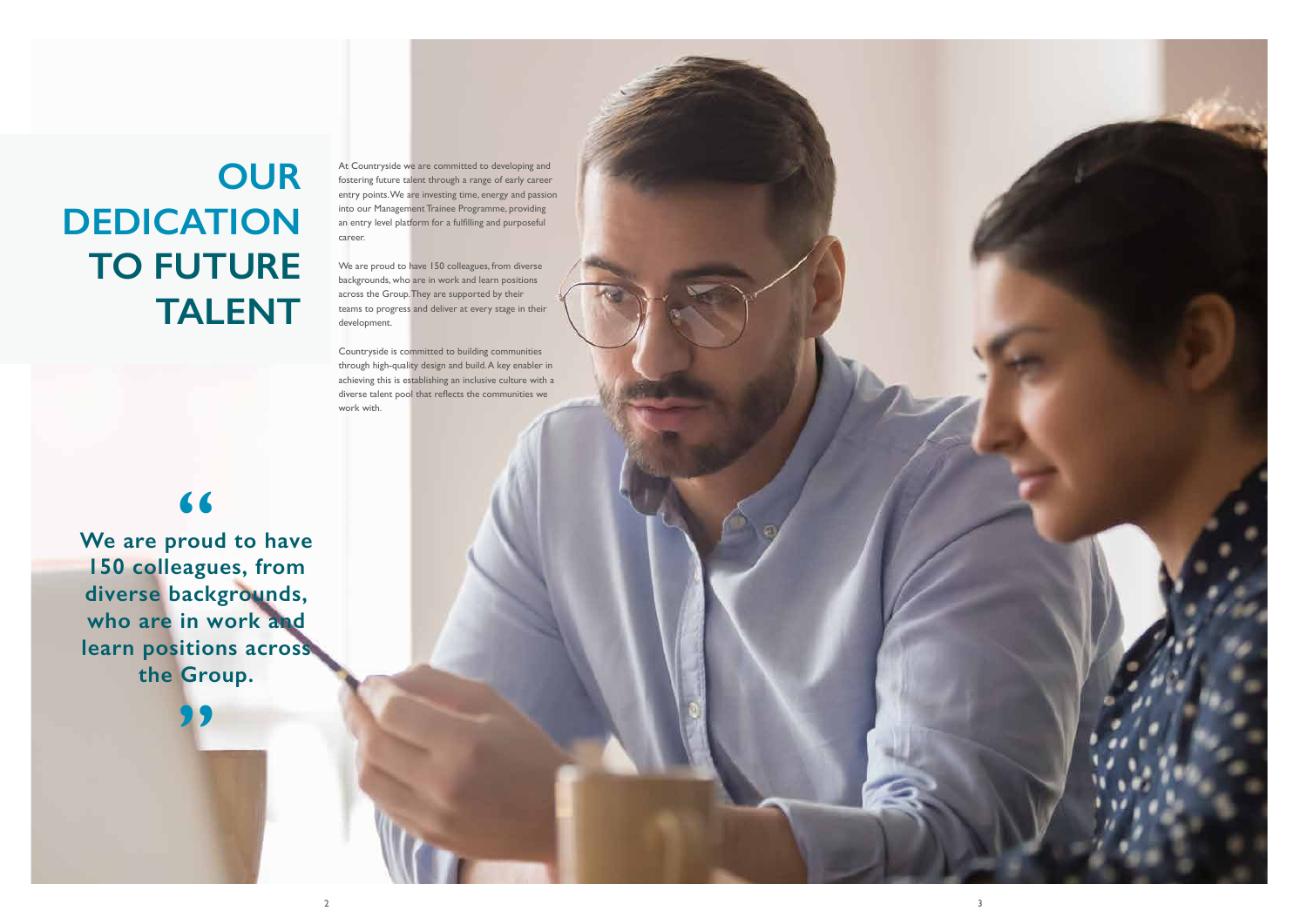# OUR DEDICATION TO FUTURE TALENT

At Countryside we are committed to developing and fostering future talent through a range of early career entry points. We are investing time, energy and passion into our Management Trainee Programme, providing an entry level platform for a fulfilling and purposeful career.

We are proud to have 150 colleagues, from diverse backgrounds, who are in work and learn positions across the Group. They are supported by their teams to progress and deliver at every stage in their development.

Countryside is committed to building communities through high-quality design and build. A key enabler in achieving this is establishing an inclusive culture with a diverse talent pool that reflects the communities we work with.

> **"We are proud to have 150 colleagues, from diverse backgrounds, who are in work and learn positions across the Group."**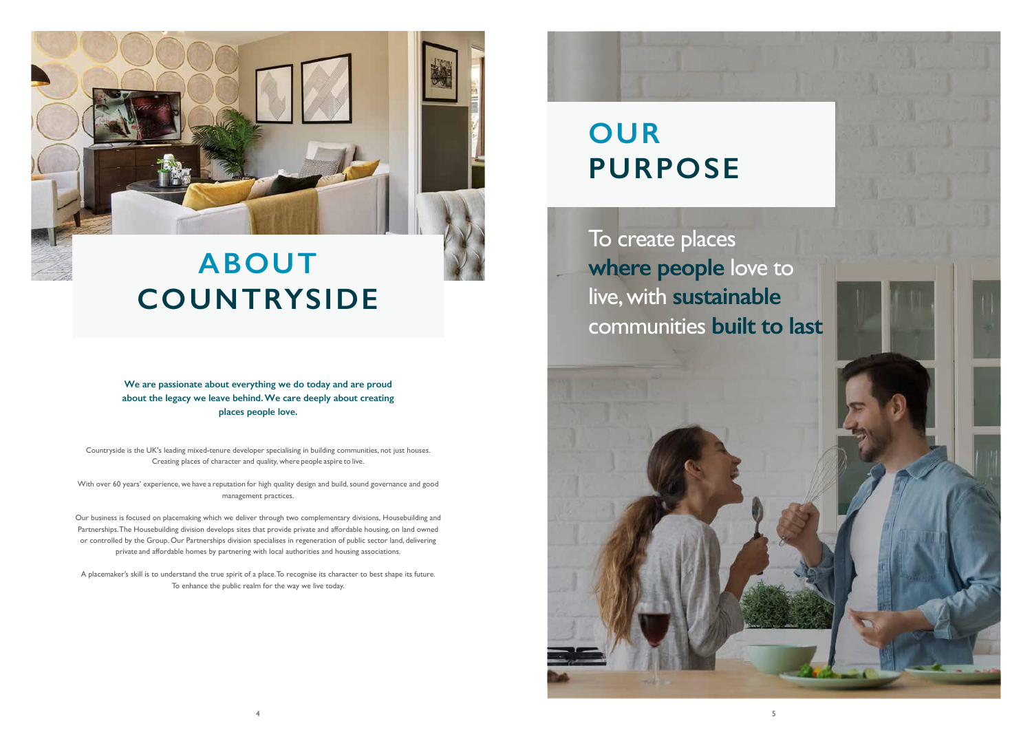# ABOUT COUNTRYSIDE

**We are passionate about everything we do today and are proud about the legacy we leave behind. We care deeply about creating places people love.**

Countryside is the UK's leading mixed-tenure developer specialising in building communities, not just houses. Creating places of character and quality, where people aspire to live.

With over 60 years' experience, we have a reputation for high quality design and build, sound governance and good management practices.

Our business is focused on placemaking which we deliver through two complementary divisions, Housebuilding and Partnerships. The Housebuilding division develops sites that provide private and affordable housing, on land owned or controlled by the Group. Our Partnerships division specialises in regeneration of public sector land, delivering private and affordable homes by partnering with local authorities and housing associations.

A placemaker's skill is to understand the true spirit of a place. To recognise its character to best shape its future. To enhance the public realm for the way we live today.

# OUR PURPOSE

To create places **where people** love to live, with **sustainable** communities **built to last**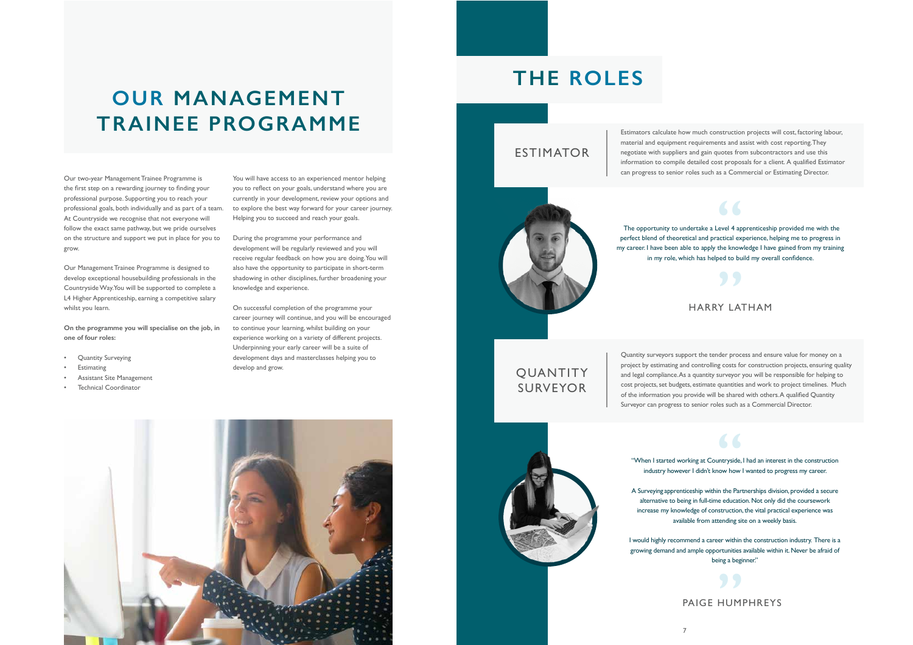# OUR MANAGEMENT TRAINEE PROGRAMME

Our two-year Management Trainee Programme is the first step on a rewarding journey to finding your professional purpose. Supporting you to reach your professional goals, both individually and as part of a team. At Countryside we recognise that not everyone will follow the exact same pathway, but we pride ourselves on the structure and support we put in place for you to grow.

Our Management Trainee Programme is designed to develop exceptional housebuilding professionals in the Countryside Way. You will be supported to complete a L4 Higher Apprenticeship, earning a competitive salary whilst you learn.

**On the programme you will specialise on the job, in one of four roles:**

- Quantity Surveying
- Estimating
- Assistant Site Management
- Technical Coordinator

You will have access to an experienced mentor helping you to reflect on your goals, understand where you are currently in your development, review your options and to explore the best way forward for your career journey. Helping you to succeed and reach your goals.

During the programme your performance and development will be regularly reviewed and you will receive regular feedback on how you are doing. You will also have the opportunity to participate in short-term shadowing in other disciplines, further broadening your knowledge and experience.

On successful completion of the programme your career journey will continue, and you will be encouraged to continue your learning, whilst building on your experience working on a variety of different projects. Underpinning your early career will be a suite of development days and masterclasses helping you to develop and grow.

# THE ROLES

## ESTIMATOR

Estimators calculate how much construction projects will cost, factoring labour, material and equipment requirements and assist with cost reporting. They negotiate with suppliers and gain quotes from subcontractors and use this information to compile detailed cost proposals for a client. A qualified Estimator can progress to senior roles such as a Commercial or Estimating Director.

> The opportunity to undertake a Level 4 apprenticeship provided me with the perfect blend of theoretical and practical experience, helping me to progress in my career. I have been able to apply the knowledge I have gained from my training in my role, which has helped to build my overall confidence.

HARRY LATHAM

## QUANTITY SURVEYOR

Quantity surveyors support the tender process and ensure value for money on a project by estimating and controlling costs for construction projects, ensuring quality and legal compliance. As a quantity surveyor you will be responsible for helping to cost projects, set budgets, estimate quantities and work to project timelines. Much of the information you provide will be shared with others. A qualified Quantity Surveyor can progress to senior roles such as a Commercial Director.

> "When I started working at Countryside, I had an interest in the construction industry however I didn't know how I wanted to progress my career.
>
> A Surveying apprenticeship within the Partnerships division, provided a secure alternative to being in full-time education. Not only did the coursework increase my knowledge of construction, the vital practical experience was available from attending site on a weekly basis.
>
> I would highly recommend a career within the construction industry. There is a growing demand and ample opportunities available within it. Never be afraid of being a beginner."

PAIGE HUMPHREYS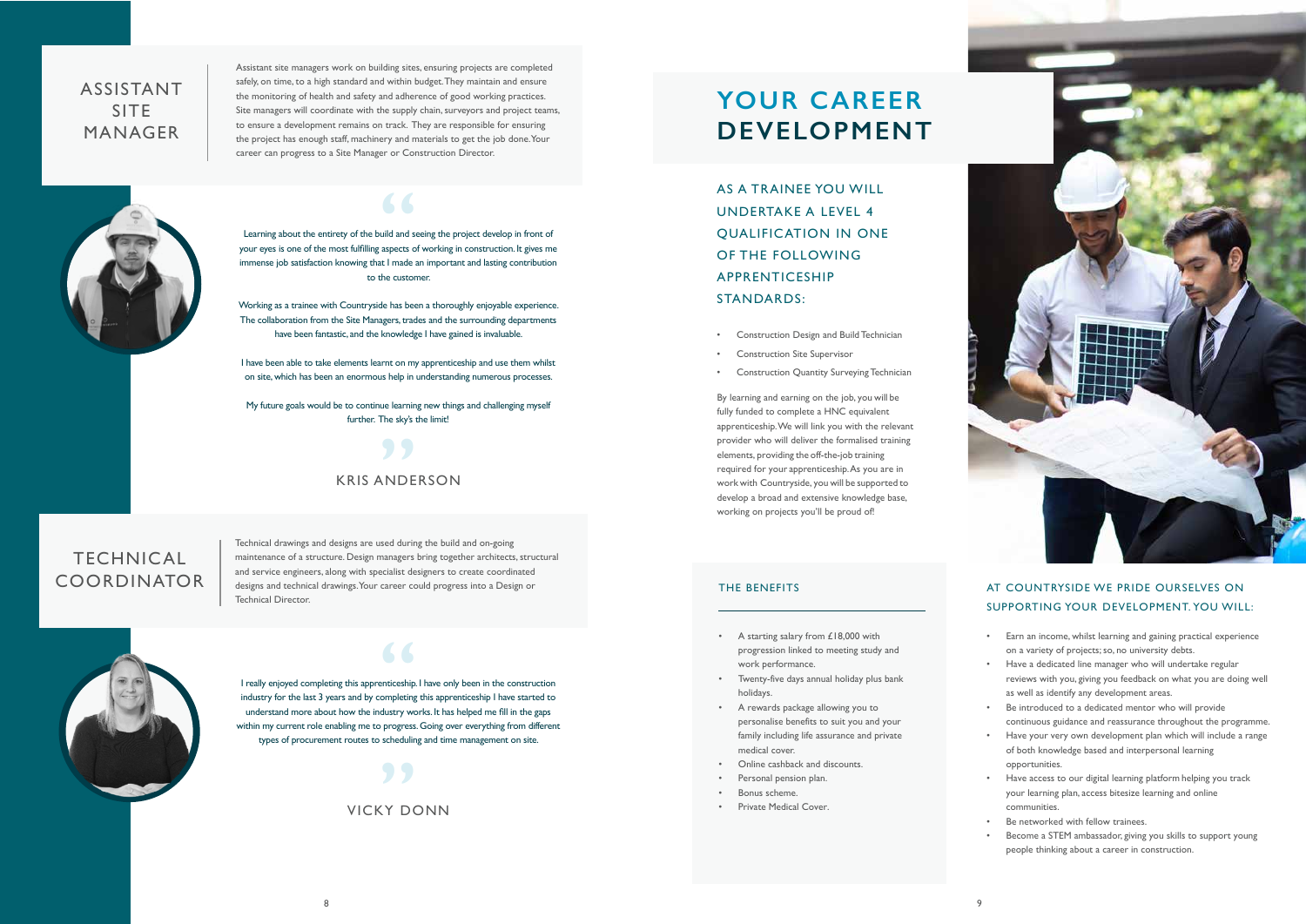## ASSISTANT SITE MANAGER

Assistant site managers work on building sites, ensuring projects are completed safely, on time, to a high standard and within budget. They maintain and ensure the monitoring of health and safety and adherence of good working practices. Site managers will coordinate with the supply chain, surveyors and project teams, to ensure a development remains on track. They are responsible for ensuring the project has enough staff, machinery and materials to get the job done. Your career can progress to a Site Manager or Construction Director.

> "Learning about the entirety of the build and seeing the project develop in front of your eyes is one of the most fulfilling aspects of working in construction. It gives me immense job satisfaction knowing that I made an important and lasting contribution to the customer.
>
> Working as a trainee with Countryside has been a thoroughly enjoyable experience. The collaboration from the Site Managers, trades and the surrounding departments have been fantastic, and the knowledge I have gained is invaluable.
>
> I have been able to take elements learnt on my apprenticeship and use them whilst on site, which has been an enormous help in understanding numerous processes.
>
> My future goals would be to continue learning new things and challenging myself further. The sky's the limit!"

KRIS ANDERSON

## TECHNICAL COORDINATOR

Technical drawings and designs are used during the build and on-going maintenance of a structure. Design managers bring together architects, structural and service engineers, along with specialist designers to create coordinated designs and technical drawings. Your career could progress into a Design or Technical Director.

> "I really enjoyed completing this apprenticeship. I have only been in the construction industry for the last 3 years and by completing this apprenticeship I have started to understand more about how the industry works. It has helped me fill in the gaps within my current role enabling me to progress. Going over everything from different types of procurement routes to scheduling and time management on site."

VICKY DONN

# YOUR CAREER DEVELOPMENT

### AS A TRAINEE YOU WILL UNDERTAKE A LEVEL 4 QUALIFICATION IN ONE OF THE FOLLOWING APPRENTICESHIP STANDARDS:

- Construction Design and Build Technician
- Construction Site Supervisor
- Construction Quantity Surveying Technician

By learning and earning on the job, you will be fully funded to complete a HNC equivalent apprenticeship. We will link you with the relevant provider who will deliver the formalised training elements, providing the off-the-job training required for your apprenticeship. As you are in work with Countryside, you will be supported to develop a broad and extensive knowledge base, working on projects you'll be proud of!

### THE BENEFITS

- A starting salary from £18,000 with progression linked to meeting study and work performance.
- Twenty-five days annual holiday plus bank holidays.
- A rewards package allowing you to personalise benefits to suit you and your family including life assurance and private medical cover.
- Online cashback and discounts.
- Personal pension plan.
- Bonus scheme.
- Private Medical Cover.

### AT COUNTRYSIDE WE PRIDE OURSELVES ON SUPPORTING YOUR DEVELOPMENT. YOU WILL:

- Earn an income, whilst learning and gaining practical experience on a variety of projects; so, no university debts.
- Have a dedicated line manager who will undertake regular reviews with you, giving you feedback on what you are doing well as well as identify any development areas.
- Be introduced to a dedicated mentor who will provide continuous guidance and reassurance throughout the programme.
- Have your very own development plan which will include a range of both knowledge based and interpersonal learning opportunities.
- Have access to our digital learning platform helping you track your learning plan, access bitesize learning and online communities.
- Be networked with fellow trainees.
- Become a STEM ambassador, giving you skills to support young people thinking about a career in construction.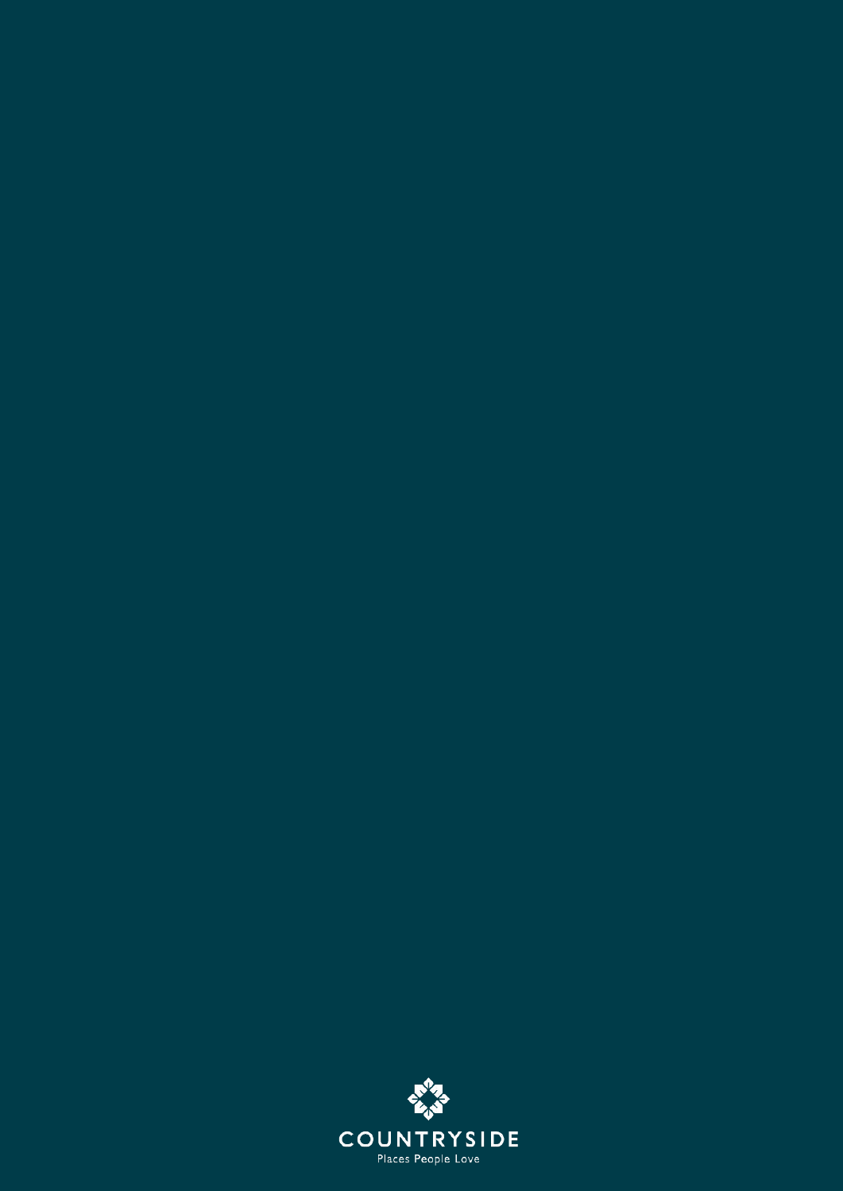COUNTRYSIDE

Places People Love